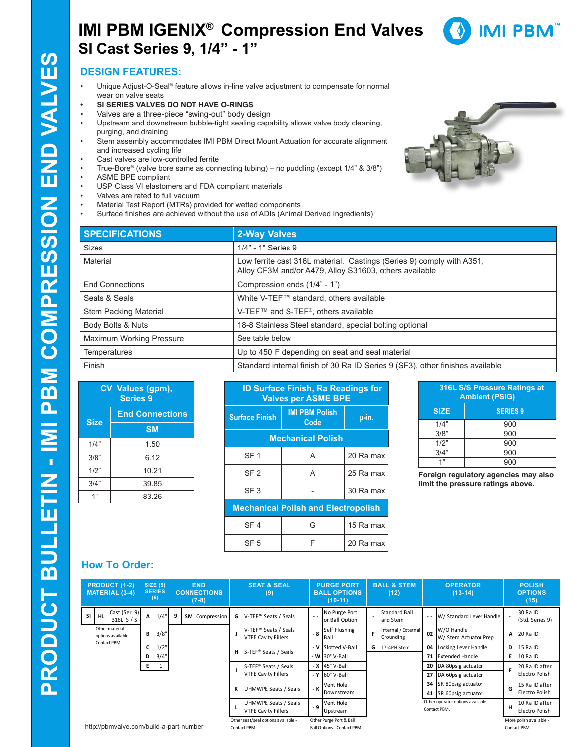# IMI PBM IGENIX® Compression End Valves

## SI Cast Series 9, 1/4" - 1"

PRODUCT BULLETIN - IMI PBM COMPRESSION END VALVES

### DESIGN FEATURES:

- Unique Adjust-O-Seal® feature allows in-line valve adjustment to compensate for normal wear on valve seats
- **SI SERIES VALVES DO NOT HAVE O-RINGS**
- Valves are a three-piece "swing-out" body design
- Upstream and downstream bubble-tight sealing capability allows valve body cleaning, purging, and draining
- Stem assembly accommodates IMI PBM Direct Mount Actuation for accurate alignment and increased cycling life
- Cast valves are low-controlled ferrite
- True-Bore® (valve bore same as connecting tubing) – no puddling (except 1/4" & 3/8")
- ASME BPE compliant
- USP Class VI elastomers and FDA compliant materials
- Valves are rated to full vacuum
- Material Test Report (MTRs) provided for wetted components
- Surface finishes are achieved without the use of ADIs (Animal Derived Ingredients)

| SPECIFICATIONS | 2-Way Valves |
|---|---|
| Sizes | 1/4" - 1" Series 9 |
| Material | Low ferrite cast 316L material. Castings (Series 9) comply with A351, Alloy CF3M and/or A479, Alloy S31603, others available |
| End Connections | Compression ends (1/4" - 1") |
| Seats & Seals | White V-TEF™ standard, others available |
| Stem Packing Material | V-TEF™ and S-TEF®, others available |
| Body Bolts & Nuts | 18-8 Stainless Steel standard, special bolting optional |
| Maximum Working Pressure | See table below |
| Temperatures | Up to 450˚F depending on seat and seal material |
| Finish | Standard internal finish of 30 Ra ID Series 9 (SF3), other finishes available |

**CV Values (gpm), Series 9**

| Size | End Connections SM |
|---|---|
| 1/4" | 1.50 |
| 3/8" | 6.12 |
| 1/2" | 10.21 |
| 3/4" | 39.85 |
| 1" | 83.26 |

**ID Surface Finish, Ra Readings for Valves per ASME BPE**

| Surface Finish | IMI PBM Polish Code | µ-in. |
|---|---|---|
| **Mechanical Polish** | | |
| SF 1 | A | 20 Ra max |
| SF 2 | A | 25 Ra max |
| SF 3 | - | 30 Ra max |
| **Mechanical Polish and Electropolish** | | |
| SF 4 | G | 15 Ra max |
| SF 5 | F | 20 Ra max |

**316L S/S Pressure Ratings at Ambient (PSIG)**

| SIZE | SERIES 9 |
|---|---|
| 1/4" | 900 |
| 3/8" | 900 |
| 1/2" | 900 |
| 3/4" | 900 |
| 1" | 900 |

**Foreign regulatory agencies may also limit the pressure ratings above.**

### How To Order:

| PRODUCT (1-2) MATERIAL (3-4) | | | SIZE (5) | | SERIES (6) | END CONNECTIONS (7-8) | | SEAT & SEAL (9) | | PURGE PORT BALL OPTIONS (10-11) | | BALL & STEM (12) | | OPERATOR (13-14) | | POLISH OPTIONS (15) | |
|---|---|---|---|---|---|---|---|---|---|---|---|---|---|---|---|---|---|
| SI | HL | Cast (Ser. 9) 316L S / S | A | 1/4" | 9 | SM | Compression | G | V-TEF™ Seats / Seals | - - | No Purge Port or Ball Option | - | Standard Ball and Stem | - - | W/ Standard Lever Handle | - | 30 Ra ID (Std. Series 9) |
| Other material options available - Contact PBM. | | | B | 3/8" | | | | J | V-TEF™ Seats / Seals VTFE Cavity Fillers | - 8 | Self Flushing Ball | F | Internal / External Grounding | 02 | W/O Handle W/ Stem Actuator Prep | A | 20 Ra ID |
| | | | C | 1/2" | | | | H | S-TEF® Seats / Seals | - V | Slotted V-Ball | G | 17-4PH Stem | 04 | Locking Lever Handle | D | 15 Ra ID |
| | | | D | 3/4" | | | | | | - W | 30° V-Ball | | | 71 | Extended Handle | E | 10 Ra ID |
| | | | E | 1" | | | | I | S-TEF® Seats / Seals VTFE Cavity Fillers | - X | 45° V-Ball | | | 20 | DA 80psig actuator | F | 20 Ra ID after Electro Polish |
| | | | | | | | | | | - Y | 60° V-Ball | | | 27 | DA 60psig actuator | | |
| | | | | | | | | K | UHMWPE Seats / Seals | - K | Vent Hole Downstream | | | 34 | SR 80psig actuator | G | 15 Ra ID after Electro Polish |
| | | | | | | | | | | | | | | 41 | SR 60psig actuator | | |
| | | | | | | | | L | UHMWPE Seats / Seals VTFE Cavity Fillers | - 9 | Vent Hole Upstream | | | Other operator options available - Contact PBM. | | H | 10 Ra ID after Electro Polish |
| | | | | | | | | Other seat/seal options available - Contact PBM. | | Other Purge Port & Ball Options - Contact PBM. | | | | | | More polish available - Contact PBM. | |

http://pbmvalve.com/build-a-part-number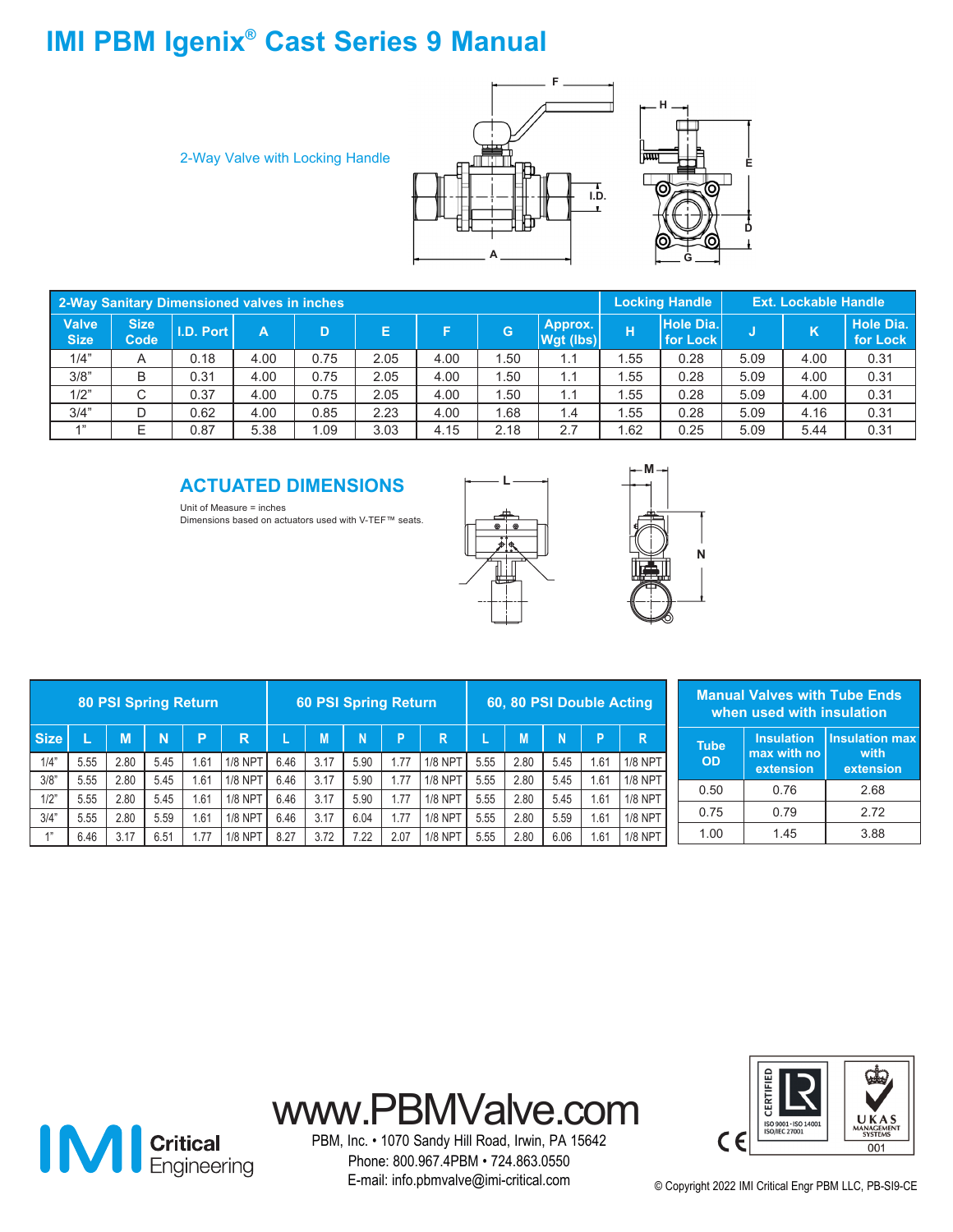# IMI PBM Igenix® Cast Series 9 Manual

2-Way Valve with Locking Handle

F

H

E

I.D.

D

A

G

| 2-Way Sanitary Dimensioned valves in inches | | | | | | | | | Locking Handle | | Ext. Lockable Handle | | |
|---|---|---|---|---|---|---|---|---|---|---|---|---|---|
| Valve Size | Size Code | I.D. Port | A | D | E | F | G | Approx. Wgt (lbs) | H | Hole Dia. for Lock | J | K | Hole Dia. for Lock |
| 1/4” | A | 0.18 | 4.00 | 0.75 | 2.05 | 4.00 | 1.50 | 1.1 | 1.55 | 0.28 | 5.09 | 4.00 | 0.31 |
| 3/8” | B | 0.31 | 4.00 | 0.75 | 2.05 | 4.00 | 1.50 | 1.1 | 1.55 | 0.28 | 5.09 | 4.00 | 0.31 |
| 1/2” | C | 0.37 | 4.00 | 0.75 | 2.05 | 4.00 | 1.50 | 1.1 | 1.55 | 0.28 | 5.09 | 4.00 | 0.31 |
| 3/4” | D | 0.62 | 4.00 | 0.85 | 2.23 | 4.00 | 1.68 | 1.4 | 1.55 | 0.28 | 5.09 | 4.16 | 0.31 |
| 1” | E | 0.87 | 5.38 | 1.09 | 3.03 | 4.15 | 2.18 | 2.7 | 1.62 | 0.25 | 5.09 | 5.44 | 0.31 |

## ACTUATED DIMENSIONS

Unit of Measure = inches
Dimensions based on actuators used with V-TEF™ seats.

L

M

N

| | 80 PSI Spring Return | | | | | 60 PSI Spring Return | | | | | 60, 80 PSI Double Acting | | | | |
|---|---|---|---|---|---|---|---|---|---|---|---|---|---|---|---|
| Size | L | M | N | P | R | L | M | N | P | R | L | M | N | P | R |
| 1/4” | 5.55 | 2.80 | 5.45 | 1.61 | 1/8 NPT | 6.46 | 3.17 | 5.90 | 1.77 | 1/8 NPT | 5.55 | 2.80 | 5.45 | 1.61 | 1/8 NPT |
| 3/8” | 5.55 | 2.80 | 5.45 | 1.61 | 1/8 NPT | 6.46 | 3.17 | 5.90 | 1.77 | 1/8 NPT | 5.55 | 2.80 | 5.45 | 1.61 | 1/8 NPT |
| 1/2” | 5.55 | 2.80 | 5.45 | 1.61 | 1/8 NPT | 6.46 | 3.17 | 5.90 | 1.77 | 1/8 NPT | 5.55 | 2.80 | 5.45 | 1.61 | 1/8 NPT |
| 3/4” | 5.55 | 2.80 | 5.59 | 1.61 | 1/8 NPT | 6.46 | 3.17 | 6.04 | 1.77 | 1/8 NPT | 5.55 | 2.80 | 5.59 | 1.61 | 1/8 NPT |
| 1” | 6.46 | 3.17 | 6.51 | 1.77 | 1/8 NPT | 8.27 | 3.72 | 7.22 | 2.07 | 1/8 NPT | 5.55 | 2.80 | 6.06 | 1.61 | 1/8 NPT |

| Manual Valves with Tube Ends when used with insulation | | |
|---|---|---|
| Tube OD | Insulation max with no extension | Insulation max with extension |
| 0.50 | 0.76 | 2.68 |
| 0.75 | 0.79 | 2.72 |
| 1.00 | 1.45 | 3.88 |

IMI Critical Engineering

www.PBMValve.com

PBM, Inc. • 1070 Sandy Hill Road, Irwin, PA 15642
Phone: 800.967.4PBM • 724.863.0550
E-mail: info.pbmvalve@imi-critical.com

CE

CERTIFIED ISO 9001 · ISO 14001 ISO/IEC 27001

UKAS MANAGEMENT SYSTEMS 001

© Copyright 2022 IMI Critical Engr PBM LLC, PB-SI9-CE